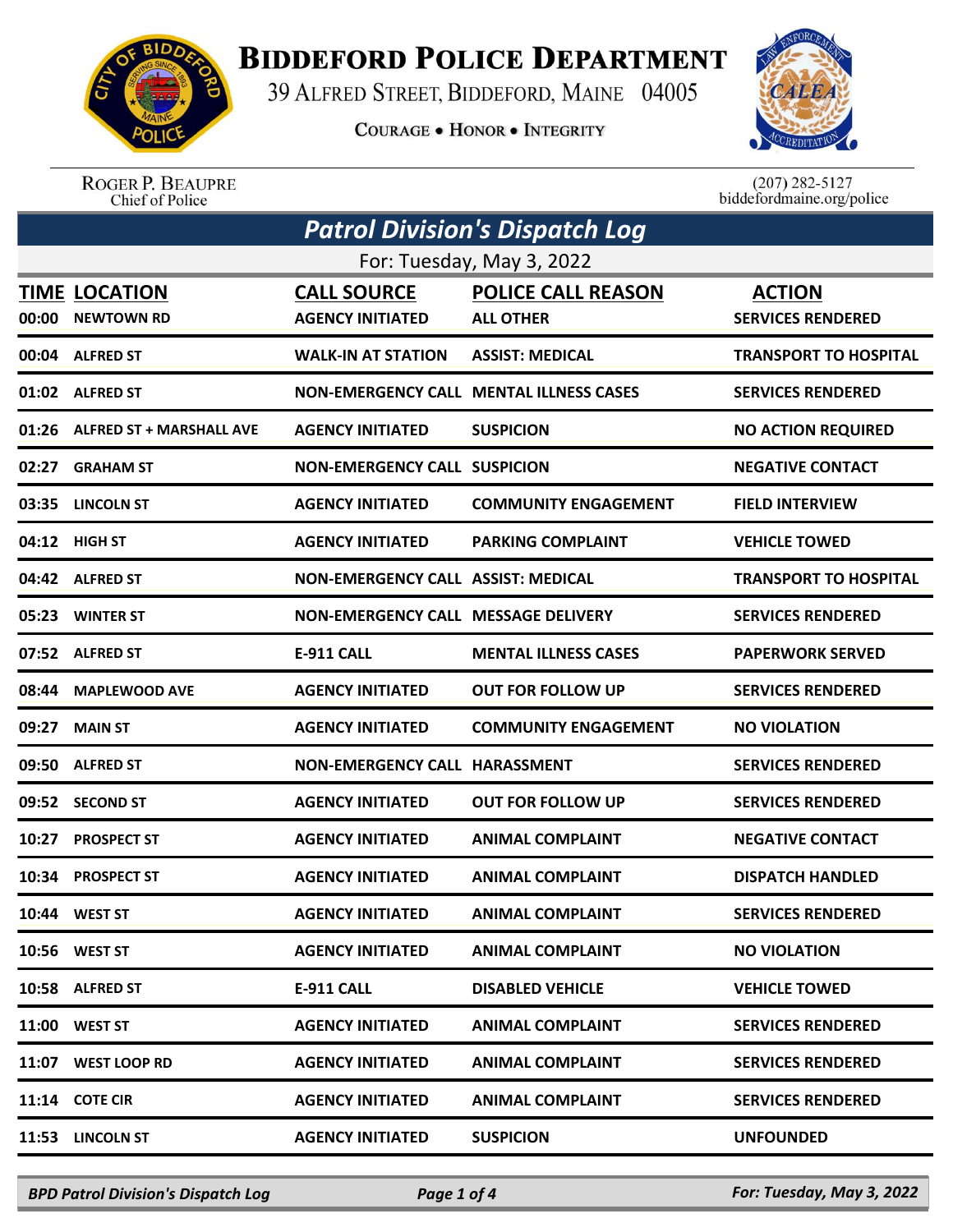# Biddeford Police Department

39 Alfred Street, Biddeford, Maine 04005

Courage • Honor • Integrity

Roger P. Beaupre
Chief of Police

(207) 282-5127
biddefordmaine.org/police

## Patrol Division's Dispatch Log

For: Tuesday, May 3, 2022

| TIME | LOCATION | CALL SOURCE | POLICE CALL REASON | ACTION |
|---|---|---|---|---|
| 00:00 | NEWTOWN RD | AGENCY INITIATED | ALL OTHER | SERVICES RENDERED |
| 00:04 | ALFRED ST | WALK-IN AT STATION | ASSIST: MEDICAL | TRANSPORT TO HOSPITAL |
| 01:02 | ALFRED ST | NON-EMERGENCY CALL | MENTAL ILLNESS CASES | SERVICES RENDERED |
| 01:26 | ALFRED ST + MARSHALL AVE | AGENCY INITIATED | SUSPICION | NO ACTION REQUIRED |
| 02:27 | GRAHAM ST | NON-EMERGENCY CALL | SUSPICION | NEGATIVE CONTACT |
| 03:35 | LINCOLN ST | AGENCY INITIATED | COMMUNITY ENGAGEMENT | FIELD INTERVIEW |
| 04:12 | HIGH ST | AGENCY INITIATED | PARKING COMPLAINT | VEHICLE TOWED |
| 04:42 | ALFRED ST | NON-EMERGENCY CALL | ASSIST: MEDICAL | TRANSPORT TO HOSPITAL |
| 05:23 | WINTER ST | NON-EMERGENCY CALL | MESSAGE DELIVERY | SERVICES RENDERED |
| 07:52 | ALFRED ST | E-911 CALL | MENTAL ILLNESS CASES | PAPERWORK SERVED |
| 08:44 | MAPLEWOOD AVE | AGENCY INITIATED | OUT FOR FOLLOW UP | SERVICES RENDERED |
| 09:27 | MAIN ST | AGENCY INITIATED | COMMUNITY ENGAGEMENT | NO VIOLATION |
| 09:50 | ALFRED ST | NON-EMERGENCY CALL | HARASSMENT | SERVICES RENDERED |
| 09:52 | SECOND ST | AGENCY INITIATED | OUT FOR FOLLOW UP | SERVICES RENDERED |
| 10:27 | PROSPECT ST | AGENCY INITIATED | ANIMAL COMPLAINT | NEGATIVE CONTACT |
| 10:34 | PROSPECT ST | AGENCY INITIATED | ANIMAL COMPLAINT | DISPATCH HANDLED |
| 10:44 | WEST ST | AGENCY INITIATED | ANIMAL COMPLAINT | SERVICES RENDERED |
| 10:56 | WEST ST | AGENCY INITIATED | ANIMAL COMPLAINT | NO VIOLATION |
| 10:58 | ALFRED ST | E-911 CALL | DISABLED VEHICLE | VEHICLE TOWED |
| 11:00 | WEST ST | AGENCY INITIATED | ANIMAL COMPLAINT | SERVICES RENDERED |
| 11:07 | WEST LOOP RD | AGENCY INITIATED | ANIMAL COMPLAINT | SERVICES RENDERED |
| 11:14 | COTE CIR | AGENCY INITIATED | ANIMAL COMPLAINT | SERVICES RENDERED |
| 11:53 | LINCOLN ST | AGENCY INITIATED | SUSPICION | UNFOUNDED |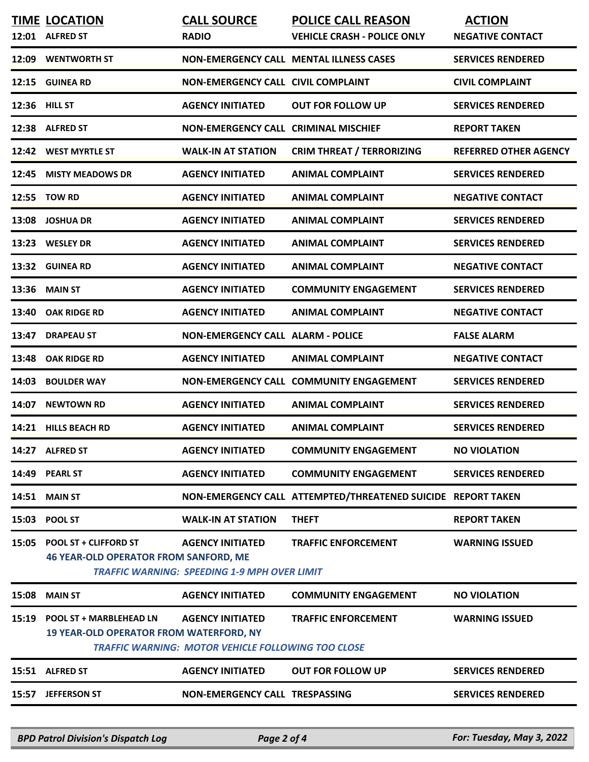| TIME | LOCATION | CALL SOURCE | POLICE CALL REASON | ACTION |
|---|---|---|---|---|
| 12:01 | ALFRED ST | RADIO | VEHICLE CRASH - POLICE ONLY | NEGATIVE CONTACT |
| 12:09 | WENTWORTH ST | NON-EMERGENCY CALL | MENTAL ILLNESS CASES | SERVICES RENDERED |
| 12:15 | GUINEA RD | NON-EMERGENCY CALL | CIVIL COMPLAINT | CIVIL COMPLAINT |
| 12:36 | HILL ST | AGENCY INITIATED | OUT FOR FOLLOW UP | SERVICES RENDERED |
| 12:38 | ALFRED ST | NON-EMERGENCY CALL | CRIMINAL MISCHIEF | REPORT TAKEN |
| 12:42 | WEST MYRTLE ST | WALK-IN AT STATION | CRIM THREAT / TERRORIZING | REFERRED OTHER AGENCY |
| 12:45 | MISTY MEADOWS DR | AGENCY INITIATED | ANIMAL COMPLAINT | SERVICES RENDERED |
| 12:55 | TOW RD | AGENCY INITIATED | ANIMAL COMPLAINT | NEGATIVE CONTACT |
| 13:08 | JOSHUA DR | AGENCY INITIATED | ANIMAL COMPLAINT | SERVICES RENDERED |
| 13:23 | WESLEY DR | AGENCY INITIATED | ANIMAL COMPLAINT | SERVICES RENDERED |
| 13:32 | GUINEA RD | AGENCY INITIATED | ANIMAL COMPLAINT | NEGATIVE CONTACT |
| 13:36 | MAIN ST | AGENCY INITIATED | COMMUNITY ENGAGEMENT | SERVICES RENDERED |
| 13:40 | OAK RIDGE RD | AGENCY INITIATED | ANIMAL COMPLAINT | NEGATIVE CONTACT |
| 13:47 | DRAPEAU ST | NON-EMERGENCY CALL | ALARM - POLICE | FALSE ALARM |
| 13:48 | OAK RIDGE RD | AGENCY INITIATED | ANIMAL COMPLAINT | NEGATIVE CONTACT |
| 14:03 | BOULDER WAY | NON-EMERGENCY CALL | COMMUNITY ENGAGEMENT | SERVICES RENDERED |
| 14:07 | NEWTOWN RD | AGENCY INITIATED | ANIMAL COMPLAINT | SERVICES RENDERED |
| 14:21 | HILLS BEACH RD | AGENCY INITIATED | ANIMAL COMPLAINT | SERVICES RENDERED |
| 14:27 | ALFRED ST | AGENCY INITIATED | COMMUNITY ENGAGEMENT | NO VIOLATION |
| 14:49 | PEARL ST | AGENCY INITIATED | COMMUNITY ENGAGEMENT | SERVICES RENDERED |
| 14:51 | MAIN ST | NON-EMERGENCY CALL | ATTEMPTED/THREATENED SUICIDE | REPORT TAKEN |
| 15:03 | POOL ST | WALK-IN AT STATION | THEFT | REPORT TAKEN |
| 15:05 | POOL ST + CLIFFORD ST<br>46 YEAR-OLD OPERATOR FROM SANFORD, ME<br>*TRAFFIC WARNING: SPEEDING 1-9 MPH OVER LIMIT* | AGENCY INITIATED | TRAFFIC ENFORCEMENT | WARNING ISSUED |
| 15:08 | MAIN ST | AGENCY INITIATED | COMMUNITY ENGAGEMENT | NO VIOLATION |
| 15:19 | POOL ST + MARBLEHEAD LN<br>19 YEAR-OLD OPERATOR FROM WATERFORD, NY<br>*TRAFFIC WARNING: MOTOR VEHICLE FOLLOWING TOO CLOSE* | AGENCY INITIATED | TRAFFIC ENFORCEMENT | WARNING ISSUED |
| 15:51 | ALFRED ST | AGENCY INITIATED | OUT FOR FOLLOW UP | SERVICES RENDERED |
| 15:57 | JEFFERSON ST | NON-EMERGENCY CALL | TRESPASSING | SERVICES RENDERED |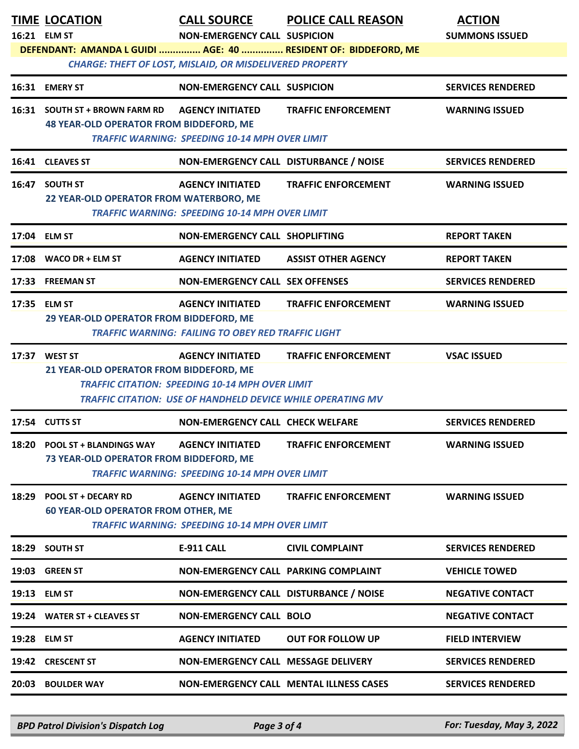| TIME | LOCATION | CALL SOURCE | POLICE CALL REASON | ACTION |
|---|---|---|---|---|
| 16:21 | ELM ST | NON-EMERGENCY CALL | SUSPICION | SUMMONS ISSUED |
| | DEFENDANT: AMANDA L GUIDI ............... AGE: 40 ............... RESIDENT OF: BIDDEFORD, ME | | | |
| | *CHARGE: THEFT OF LOST, MISLAID, OR MISDELIVERED PROPERTY* | | | |
| 16:31 | EMERY ST | NON-EMERGENCY CALL | SUSPICION | SERVICES RENDERED |
| 16:31 | SOUTH ST + BROWN FARM RD | AGENCY INITIATED | TRAFFIC ENFORCEMENT | WARNING ISSUED |
| | 48 YEAR-OLD OPERATOR FROM BIDDEFORD, ME | | | |
| | *TRAFFIC WARNING: SPEEDING 10-14 MPH OVER LIMIT* | | | |
| 16:41 | CLEAVES ST | NON-EMERGENCY CALL | DISTURBANCE / NOISE | SERVICES RENDERED |
| 16:47 | SOUTH ST | AGENCY INITIATED | TRAFFIC ENFORCEMENT | WARNING ISSUED |
| | 22 YEAR-OLD OPERATOR FROM WATERBORO, ME | | | |
| | *TRAFFIC WARNING: SPEEDING 10-14 MPH OVER LIMIT* | | | |
| 17:04 | ELM ST | NON-EMERGENCY CALL | SHOPLIFTING | REPORT TAKEN |
| 17:08 | WACO DR + ELM ST | AGENCY INITIATED | ASSIST OTHER AGENCY | REPORT TAKEN |
| 17:33 | FREEMAN ST | NON-EMERGENCY CALL | SEX OFFENSES | SERVICES RENDERED |
| 17:35 | ELM ST | AGENCY INITIATED | TRAFFIC ENFORCEMENT | WARNING ISSUED |
| | 29 YEAR-OLD OPERATOR FROM BIDDEFORD, ME | | | |
| | *TRAFFIC WARNING: FAILING TO OBEY RED TRAFFIC LIGHT* | | | |
| 17:37 | WEST ST | AGENCY INITIATED | TRAFFIC ENFORCEMENT | VSAC ISSUED |
| | 21 YEAR-OLD OPERATOR FROM BIDDEFORD, ME | | | |
| | *TRAFFIC CITATION: SPEEDING 10-14 MPH OVER LIMIT* | | | |
| | *TRAFFIC CITATION: USE OF HANDHELD DEVICE WHILE OPERATING MV* | | | |
| 17:54 | CUTTS ST | NON-EMERGENCY CALL | CHECK WELFARE | SERVICES RENDERED |
| 18:20 | POOL ST + BLANDINGS WAY | AGENCY INITIATED | TRAFFIC ENFORCEMENT | WARNING ISSUED |
| | 73 YEAR-OLD OPERATOR FROM BIDDEFORD, ME | | | |
| | *TRAFFIC WARNING: SPEEDING 10-14 MPH OVER LIMIT* | | | |
| 18:29 | POOL ST + DECARY RD | AGENCY INITIATED | TRAFFIC ENFORCEMENT | WARNING ISSUED |
| | 60 YEAR-OLD OPERATOR FROM OTHER, ME | | | |
| | *TRAFFIC WARNING: SPEEDING 10-14 MPH OVER LIMIT* | | | |
| 18:29 | SOUTH ST | E-911 CALL | CIVIL COMPLAINT | SERVICES RENDERED |
| 19:03 | GREEN ST | NON-EMERGENCY CALL | PARKING COMPLAINT | VEHICLE TOWED |
| 19:13 | ELM ST | NON-EMERGENCY CALL | DISTURBANCE / NOISE | NEGATIVE CONTACT |
| 19:24 | WATER ST + CLEAVES ST | NON-EMERGENCY CALL | BOLO | NEGATIVE CONTACT |
| 19:28 | ELM ST | AGENCY INITIATED | OUT FOR FOLLOW UP | FIELD INTERVIEW |
| 19:42 | CRESCENT ST | NON-EMERGENCY CALL | MESSAGE DELIVERY | SERVICES RENDERED |
| 20:03 | BOULDER WAY | NON-EMERGENCY CALL | MENTAL ILLNESS CASES | SERVICES RENDERED |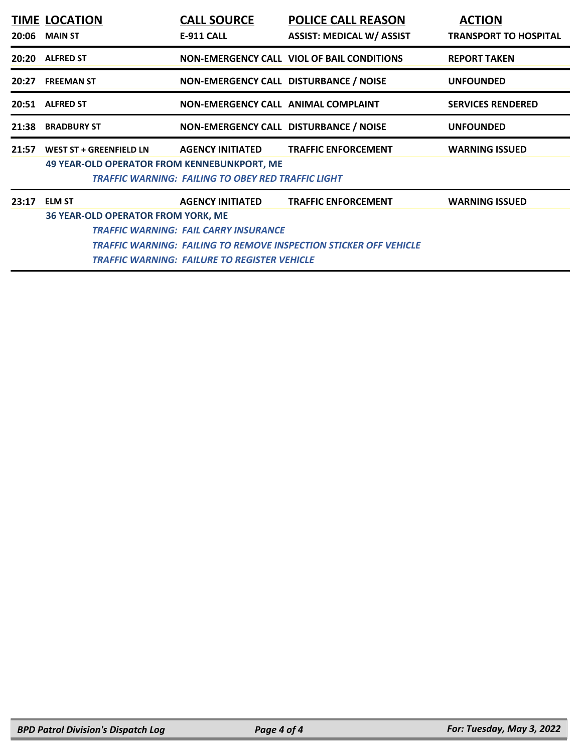| TIME | LOCATION | CALL SOURCE | POLICE CALL REASON | ACTION |
|---|---|---|---|---|
| 20:06 | MAIN ST | E-911 CALL | ASSIST: MEDICAL W/ ASSIST | TRANSPORT TO HOSPITAL |
| 20:20 | ALFRED ST | NON-EMERGENCY CALL | VIOL OF BAIL CONDITIONS | REPORT TAKEN |
| 20:27 | FREEMAN ST | NON-EMERGENCY CALL | DISTURBANCE / NOISE | UNFOUNDED |
| 20:51 | ALFRED ST | NON-EMERGENCY CALL | ANIMAL COMPLAINT | SERVICES RENDERED |
| 21:38 | BRADBURY ST | NON-EMERGENCY CALL | DISTURBANCE / NOISE | UNFOUNDED |
| 21:57 | WEST ST + GREENFIELD LN | AGENCY INITIATED | TRAFFIC ENFORCEMENT | WARNING ISSUED |
| | 49 YEAR-OLD OPERATOR FROM KENNEBUNKPORT, ME | | | |
| | | *TRAFFIC WARNING: FAILING TO OBEY RED TRAFFIC LIGHT* | | |
| 23:17 | ELM ST | AGENCY INITIATED | TRAFFIC ENFORCEMENT | WARNING ISSUED |
| | 36 YEAR-OLD OPERATOR FROM YORK, ME | | | |
| | | *TRAFFIC WARNING: FAIL CARRY INSURANCE* | | |
| | | *TRAFFIC WARNING: FAILING TO REMOVE INSPECTION STICKER OFF VEHICLE* | | |
| | | *TRAFFIC WARNING: FAILURE TO REGISTER VEHICLE* | | |